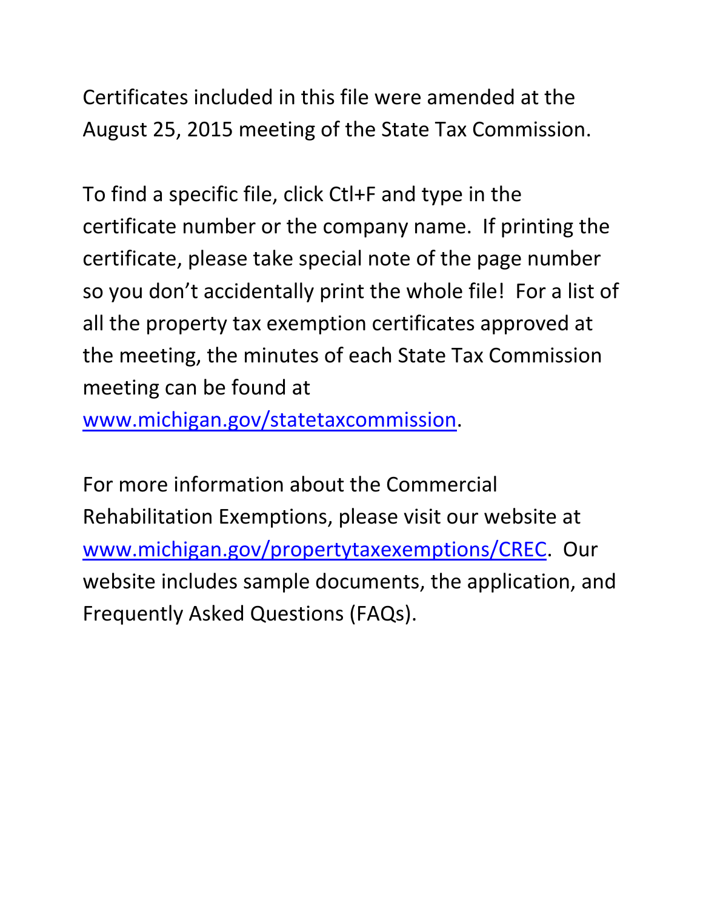Certificates included in this file were amended at the August 25, 2015 meeting of the State Tax Commission.

To find a specific file, click Ctl+F and type in the certificate number or the company name. If printing the certificate, please take special note of the page number so you don't accidentally print the whole file! For a list of all the property tax exemption certificates approved at the meeting, the minutes of each State Tax Commission meeting can be found at [www.michigan.gov/statetaxcommission](www.michigan.gov/statetaxcommission).

For more information about the Commercial Rehabilitation Exemptions, please visit our website at [www.michigan.gov/propertytaxexemptions/CREC](www.michigan.gov/propertytaxexemptions/CREC). Our website includes sample documents, the application, and Frequently Asked Questions (FAQs).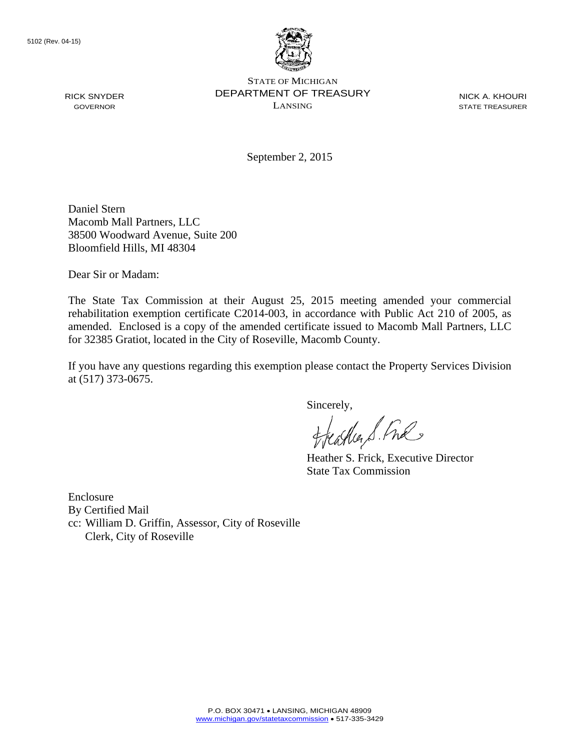5102 (Rev. 04-15)

STATE OF MICHIGAN
DEPARTMENT OF TREASURY
LANSING

RICK SNYDER
GOVERNOR

NICK A. KHOURI
STATE TREASURER

September 2, 2015

Daniel Stern
Macomb Mall Partners, LLC
38500 Woodward Avenue, Suite 200
Bloomfield Hills, MI 48304

Dear Sir or Madam:

The State Tax Commission at their August 25, 2015 meeting amended your commercial rehabilitation exemption certificate C2014-003, in accordance with Public Act 210 of 2005, as amended. Enclosed is a copy of the amended certificate issued to Macomb Mall Partners, LLC for 32385 Gratiot, located in the City of Roseville, Macomb County.

If you have any questions regarding this exemption please contact the Property Services Division at (517) 373-0675.

Sincerely,

Heather S. Frick, Executive Director
State Tax Commission

Enclosure
By Certified Mail
cc: William D. Griffin, Assessor, City of Roseville
Clerk, City of Roseville

P.O. BOX 30471 • LANSING, MICHIGAN 48909
www.michigan.gov/statetaxcommission • 517-335-3429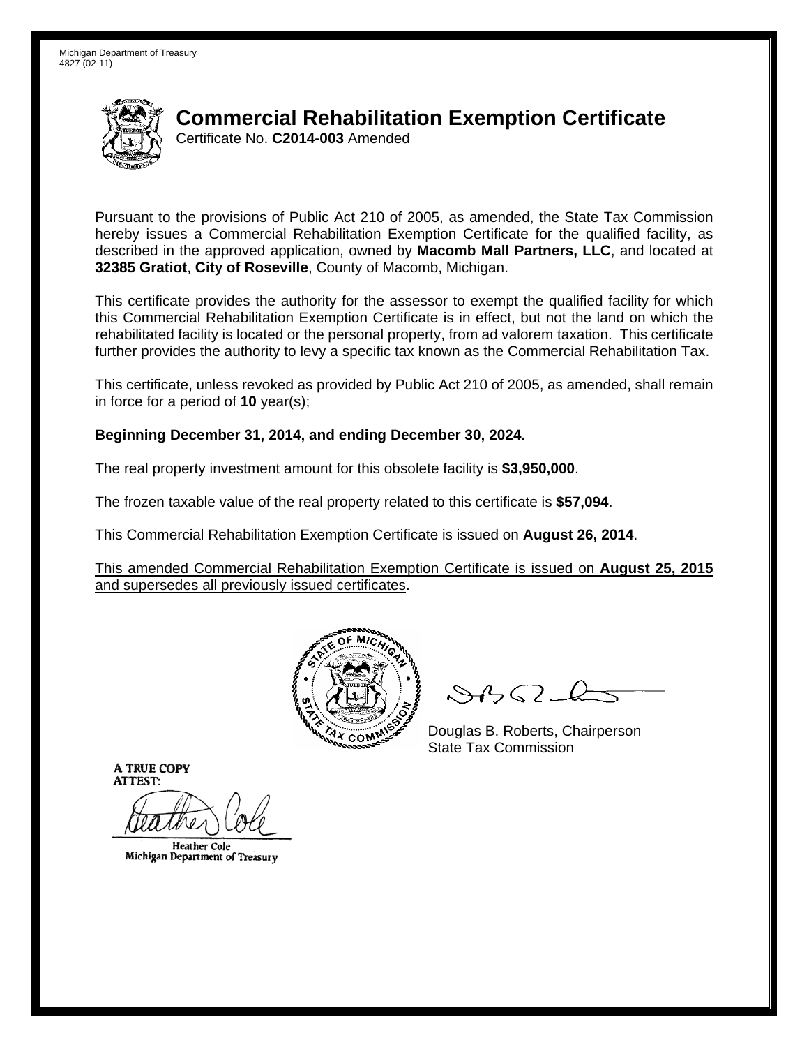Michigan Department of Treasury
4827 (02-11)

# Commercial Rehabilitation Exemption Certificate

Certificate No. **C2014-003** Amended

Pursuant to the provisions of Public Act 210 of 2005, as amended, the State Tax Commission hereby issues a Commercial Rehabilitation Exemption Certificate for the qualified facility, as described in the approved application, owned by **Macomb Mall Partners, LLC**, and located at **32385 Gratiot**, **City of Roseville**, County of Macomb, Michigan.

This certificate provides the authority for the assessor to exempt the qualified facility for which this Commercial Rehabilitation Exemption Certificate is in effect, but not the land on which the rehabilitated facility is located or the personal property, from ad valorem taxation. This certificate further provides the authority to levy a specific tax known as the Commercial Rehabilitation Tax.

This certificate, unless revoked as provided by Public Act 210 of 2005, as amended, shall remain in force for a period of **10** year(s);

**Beginning December 31, 2014, and ending December 30, 2024.**

The real property investment amount for this obsolete facility is **$3,950,000**.

The frozen taxable value of the real property related to this certificate is **$57,094**.

This Commercial Rehabilitation Exemption Certificate is issued on **August 26, 2014**.

This amended Commercial Rehabilitation Exemption Certificate is issued on **August 25, 2015** and supersedes all previously issued certificates.

Douglas B. Roberts, Chairperson
State Tax Commission

A TRUE COPY
ATTEST:

Heather Cole
Michigan Department of Treasury